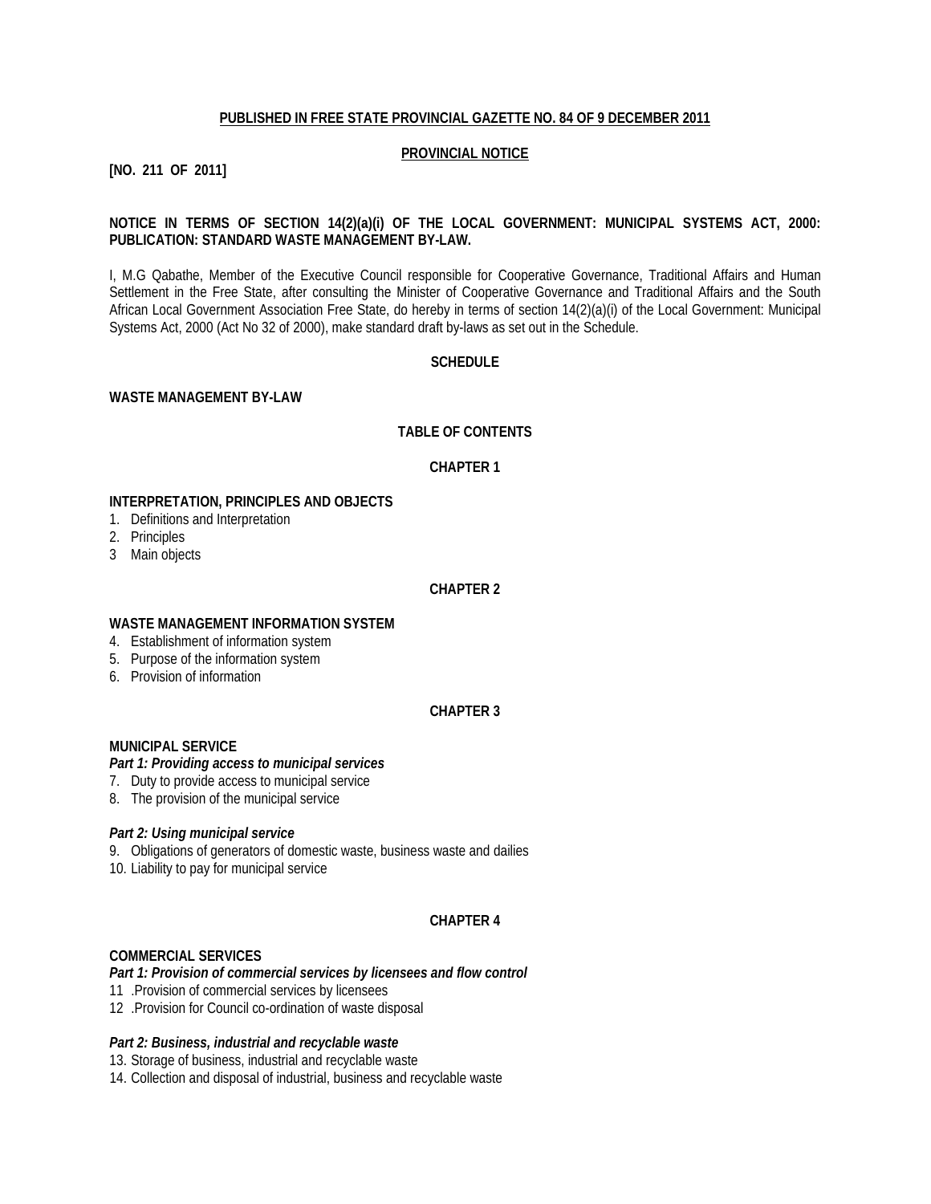**PUBLISHED IN FREE STATE PROVINCIAL GAZETTE NO. 84 OF 9 DECEMBER 2011**

**PROVINCIAL NOTICE**

**[NO. 211 OF 2011]**

**NOTICE IN TERMS OF SECTION 14(2)(a)(i) OF THE LOCAL GOVERNMENT: MUNICIPAL SYSTEMS ACT, 2000: PUBLICATION: STANDARD WASTE MANAGEMENT BY-LAW.**

I, M.G Qabathe, Member of the Executive Council responsible for Cooperative Governance, Traditional Affairs and Human Settlement in the Free State, after consulting the Minister of Cooperative Governance and Traditional Affairs and the South African Local Government Association Free State, do hereby in terms of section 14(2)(a)(i) of the Local Government: Municipal Systems Act, 2000 (Act No 32 of 2000), make standard draft by-laws as set out in the Schedule.

**SCHEDULE**

**WASTE MANAGEMENT BY-LAW**

**TABLE OF CONTENTS**

**CHAPTER 1**

**INTERPRETATION, PRINCIPLES AND OBJECTS**

1. Definitions and Interpretation
2. Principles
3. Main objects

**CHAPTER 2**

**WASTE MANAGEMENT INFORMATION SYSTEM**

4. Establishment of information system
5. Purpose of the information system
6. Provision of information

**CHAPTER 3**

**MUNICIPAL SERVICE**

***Part 1: Providing access to municipal services***

7. Duty to provide access to municipal service
8. The provision of the municipal service

***Part 2: Using municipal service***

9. Obligations of generators of domestic waste, business waste and dailies
10. Liability to pay for municipal service

**CHAPTER 4**

**COMMERCIAL SERVICES**

***Part 1: Provision of commercial services by licensees and flow control***

11. Provision of commercial services by licensees
12. Provision for Council co-ordination of waste disposal

***Part 2: Business, industrial and recyclable waste***

13. Storage of business, industrial and recyclable waste
14. Collection and disposal of industrial, business and recyclable waste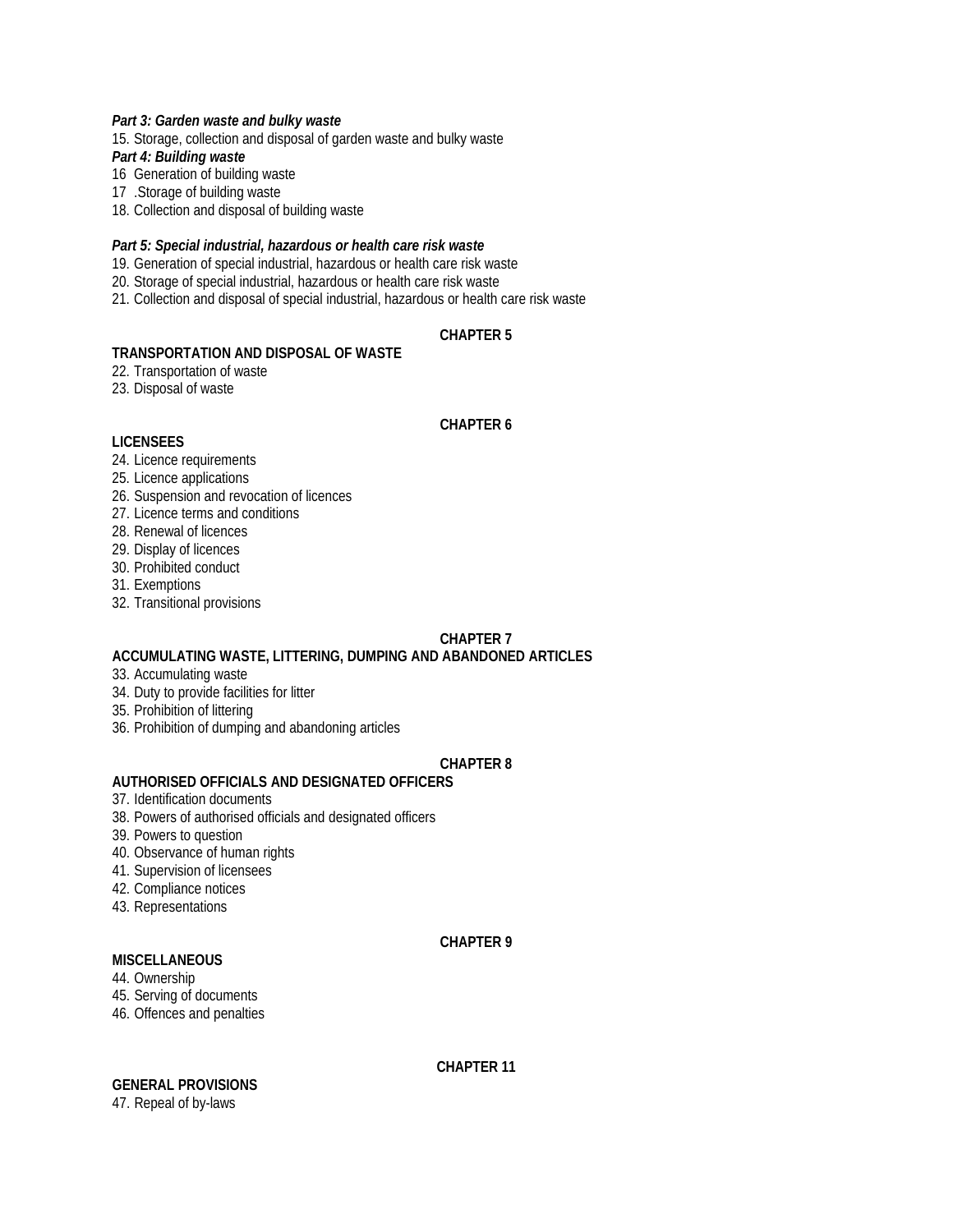***Part 3: Garden waste and bulky waste***

15. Storage, collection and disposal of garden waste and bulky waste

***Part 4: Building waste***

16 Generation of building waste

17 .Storage of building waste

18. Collection and disposal of building waste

***Part 5: Special industrial, hazardous or health care risk waste***

19. Generation of special industrial, hazardous or health care risk waste

20. Storage of special industrial, hazardous or health care risk waste

21. Collection and disposal of special industrial, hazardous or health care risk waste

**CHAPTER 5**

**TRANSPORTATION AND DISPOSAL OF WASTE**

22. Transportation of waste

23. Disposal of waste

**CHAPTER 6**

**LICENSEES**

24. Licence requirements

25. Licence applications

26. Suspension and revocation of licences

27. Licence terms and conditions

28. Renewal of licences

29. Display of licences

30. Prohibited conduct

31. Exemptions

32. Transitional provisions

**CHAPTER 7**

**ACCUMULATING WASTE, LITTERING, DUMPING AND ABANDONED ARTICLES**

33. Accumulating waste

34. Duty to provide facilities for litter

35. Prohibition of littering

36. Prohibition of dumping and abandoning articles

**CHAPTER 8**

**AUTHORISED OFFICIALS AND DESIGNATED OFFICERS**

37. Identification documents

38. Powers of authorised officials and designated officers

39. Powers to question

40. Observance of human rights

41. Supervision of licensees

42. Compliance notices

43. Representations

**CHAPTER 9**

**MISCELLANEOUS**

44. Ownership

45. Serving of documents

46. Offences and penalties

**CHAPTER 11**

**GENERAL PROVISIONS**

47. Repeal of by-laws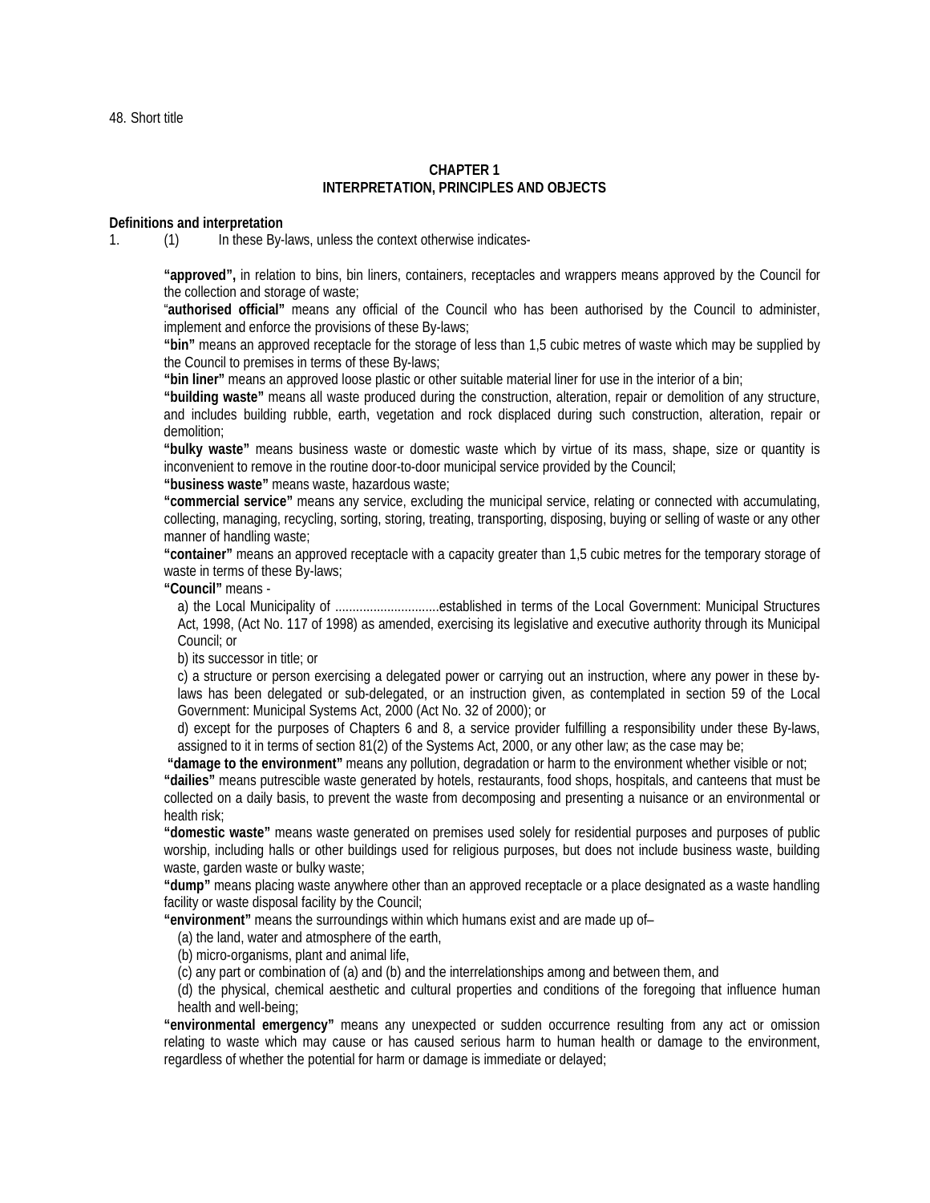48. Short title

## CHAPTER 1
## INTERPRETATION, PRINCIPLES AND OBJECTS

**Definitions and interpretation**

1. (1) In these By-laws, unless the context otherwise indicates-

**"approved",** in relation to bins, bin liners, containers, receptacles and wrappers means approved by the Council for the collection and storage of waste;

"**authorised official"** means any official of the Council who has been authorised by the Council to administer, implement and enforce the provisions of these By-laws;

**"bin"** means an approved receptacle for the storage of less than 1,5 cubic metres of waste which may be supplied by the Council to premises in terms of these By-laws;

**"bin liner"** means an approved loose plastic or other suitable material liner for use in the interior of a bin;

**"building waste"** means all waste produced during the construction, alteration, repair or demolition of any structure, and includes building rubble, earth, vegetation and rock displaced during such construction, alteration, repair or demolition;

**"bulky waste"** means business waste or domestic waste which by virtue of its mass, shape, size or quantity is inconvenient to remove in the routine door-to-door municipal service provided by the Council;

**"business waste"** means waste, hazardous waste;

**"commercial service"** means any service, excluding the municipal service, relating or connected with accumulating, collecting, managing, recycling, sorting, storing, treating, transporting, disposing, buying or selling of waste or any other manner of handling waste;

**"container"** means an approved receptacle with a capacity greater than 1,5 cubic metres for the temporary storage of waste in terms of these By-laws;

**"Council"** means -

a) the Local Municipality of ..............................established in terms of the Local Government: Municipal Structures Act, 1998, (Act No. 117 of 1998) as amended, exercising its legislative and executive authority through its Municipal Council; or

b) its successor in title; or

c) a structure or person exercising a delegated power or carrying out an instruction, where any power in these by-laws has been delegated or sub-delegated, or an instruction given, as contemplated in section 59 of the Local Government: Municipal Systems Act, 2000 (Act No. 32 of 2000); or

d) except for the purposes of Chapters 6 and 8, a service provider fulfilling a responsibility under these By-laws, assigned to it in terms of section 81(2) of the Systems Act, 2000, or any other law; as the case may be;

**"damage to the environment"** means any pollution, degradation or harm to the environment whether visible or not;

**"dailies"** means putrescible waste generated by hotels, restaurants, food shops, hospitals, and canteens that must be collected on a daily basis, to prevent the waste from decomposing and presenting a nuisance or an environmental or health risk;

**"domestic waste"** means waste generated on premises used solely for residential purposes and purposes of public worship, including halls or other buildings used for religious purposes, but does not include business waste, building waste, garden waste or bulky waste;

**"dump"** means placing waste anywhere other than an approved receptacle or a place designated as a waste handling facility or waste disposal facility by the Council;

**"environment"** means the surroundings within which humans exist and are made up of–

(a) the land, water and atmosphere of the earth,

(b) micro-organisms, plant and animal life,

(c) any part or combination of (a) and (b) and the interrelationships among and between them, and

(d) the physical, chemical aesthetic and cultural properties and conditions of the foregoing that influence human health and well-being;

**"environmental emergency"** means any unexpected or sudden occurrence resulting from any act or omission relating to waste which may cause or has caused serious harm to human health or damage to the environment, regardless of whether the potential for harm or damage is immediate or delayed;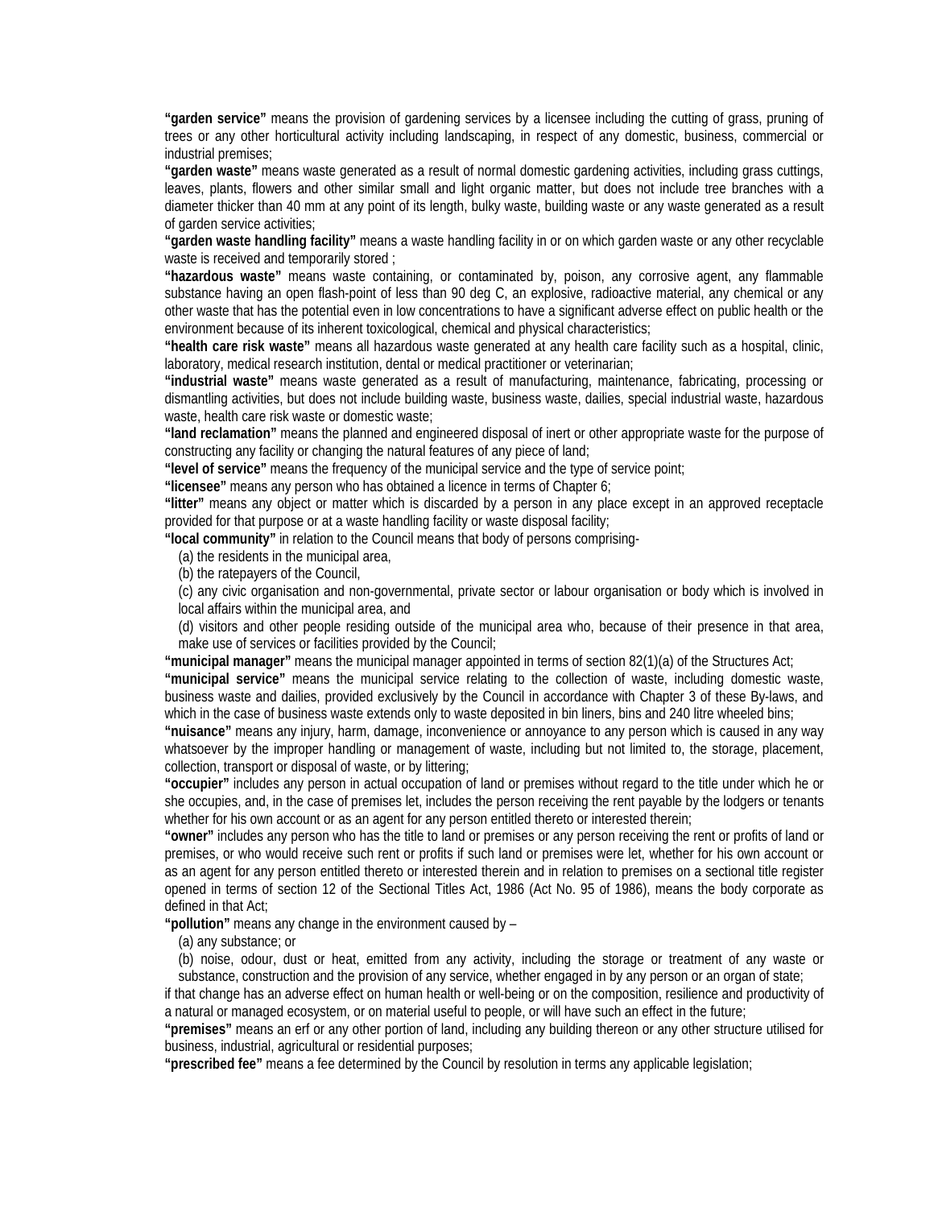**"garden service"** means the provision of gardening services by a licensee including the cutting of grass, pruning of trees or any other horticultural activity including landscaping, in respect of any domestic, business, commercial or industrial premises;

**"garden waste"** means waste generated as a result of normal domestic gardening activities, including grass cuttings, leaves, plants, flowers and other similar small and light organic matter, but does not include tree branches with a diameter thicker than 40 mm at any point of its length, bulky waste, building waste or any waste generated as a result of garden service activities;

**"garden waste handling facility"** means a waste handling facility in or on which garden waste or any other recyclable waste is received and temporarily stored ;

**"hazardous waste"** means waste containing, or contaminated by, poison, any corrosive agent, any flammable substance having an open flash-point of less than 90 deg C, an explosive, radioactive material, any chemical or any other waste that has the potential even in low concentrations to have a significant adverse effect on public health or the environment because of its inherent toxicological, chemical and physical characteristics;

**"health care risk waste"** means all hazardous waste generated at any health care facility such as a hospital, clinic, laboratory, medical research institution, dental or medical practitioner or veterinarian;

**"industrial waste"** means waste generated as a result of manufacturing, maintenance, fabricating, processing or dismantling activities, but does not include building waste, business waste, dailies, special industrial waste, hazardous waste, health care risk waste or domestic waste;

**"land reclamation"** means the planned and engineered disposal of inert or other appropriate waste for the purpose of constructing any facility or changing the natural features of any piece of land;

**"level of service"** means the frequency of the municipal service and the type of service point;

**"licensee"** means any person who has obtained a licence in terms of Chapter 6;

**"litter"** means any object or matter which is discarded by a person in any place except in an approved receptacle provided for that purpose or at a waste handling facility or waste disposal facility;

**"local community"** in relation to the Council means that body of persons comprising-

(a) the residents in the municipal area,

(b) the ratepayers of the Council,

(c) any civic organisation and non-governmental, private sector or labour organisation or body which is involved in local affairs within the municipal area, and

(d) visitors and other people residing outside of the municipal area who, because of their presence in that area, make use of services or facilities provided by the Council;

**"municipal manager"** means the municipal manager appointed in terms of section 82(1)(a) of the Structures Act;

**"municipal service"** means the municipal service relating to the collection of waste, including domestic waste, business waste and dailies, provided exclusively by the Council in accordance with Chapter 3 of these By-laws, and which in the case of business waste extends only to waste deposited in bin liners, bins and 240 litre wheeled bins;

**"nuisance"** means any injury, harm, damage, inconvenience or annoyance to any person which is caused in any way whatsoever by the improper handling or management of waste, including but not limited to, the storage, placement, collection, transport or disposal of waste, or by littering;

**"occupier"** includes any person in actual occupation of land or premises without regard to the title under which he or she occupies, and, in the case of premises let, includes the person receiving the rent payable by the lodgers or tenants whether for his own account or as an agent for any person entitled thereto or interested therein;

**"owner"** includes any person who has the title to land or premises or any person receiving the rent or profits of land or premises, or who would receive such rent or profits if such land or premises were let, whether for his own account or as an agent for any person entitled thereto or interested therein and in relation to premises on a sectional title register opened in terms of section 12 of the Sectional Titles Act, 1986 (Act No. 95 of 1986), means the body corporate as defined in that Act;

**"pollution"** means any change in the environment caused by –

(a) any substance; or

(b) noise, odour, dust or heat, emitted from any activity, including the storage or treatment of any waste or substance, construction and the provision of any service, whether engaged in by any person or an organ of state;

if that change has an adverse effect on human health or well-being or on the composition, resilience and productivity of a natural or managed ecosystem, or on material useful to people, or will have such an effect in the future;

**"premises"** means an erf or any other portion of land, including any building thereon or any other structure utilised for business, industrial, agricultural or residential purposes;

**"prescribed fee"** means a fee determined by the Council by resolution in terms any applicable legislation;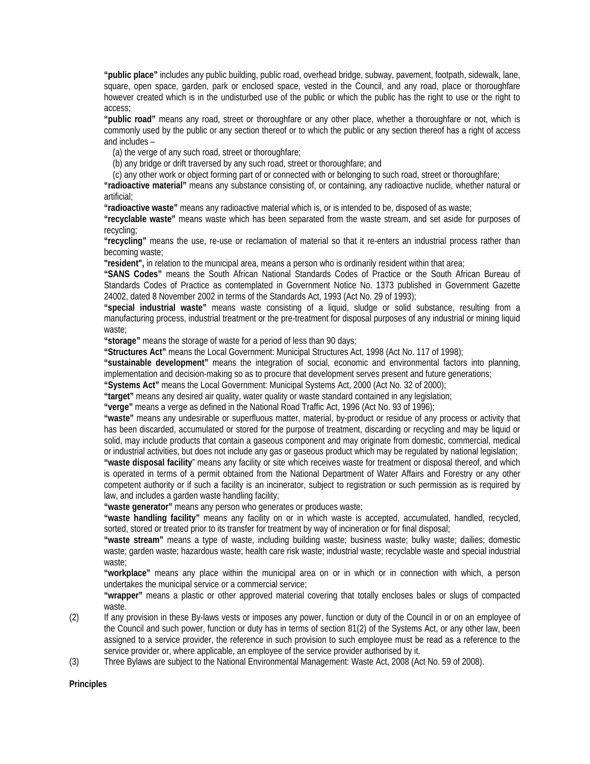**"public place"** includes any public building, public road, overhead bridge, subway, pavement, footpath, sidewalk, lane, square, open space, garden, park or enclosed space, vested in the Council, and any road, place or thoroughfare however created which is in the undisturbed use of the public or which the public has the right to use or the right to access;

**"public road"** means any road, street or thoroughfare or any other place, whether a thoroughfare or not, which is commonly used by the public or any section thereof or to which the public or any section thereof has a right of access and includes –

(a) the verge of any such road, street or thoroughfare;

(b) any bridge or drift traversed by any such road, street or thoroughfare; and

(c) any other work or object forming part of or connected with or belonging to such road, street or thoroughfare;

**"radioactive material"** means any substance consisting of, or containing, any radioactive nuclide, whether natural or artificial;

**"radioactive waste"** means any radioactive material which is, or is intended to be, disposed of as waste;

**"recyclable waste"** means waste which has been separated from the waste stream, and set aside for purposes of recycling;

**"recycling"** means the use, re-use or reclamation of material so that it re-enters an industrial process rather than becoming waste;

**"resident",** in relation to the municipal area, means a person who is ordinarily resident within that area;

**"SANS Codes"** means the South African National Standards Codes of Practice or the South African Bureau of Standards Codes of Practice as contemplated in Government Notice No. 1373 published in Government Gazette 24002, dated 8 November 2002 in terms of the Standards Act, 1993 (Act No. 29 of 1993);

**"special industrial waste"** means waste consisting of a liquid, sludge or solid substance, resulting from a manufacturing process, industrial treatment or the pre-treatment for disposal purposes of any industrial or mining liquid waste;

**"storage"** means the storage of waste for a period of less than 90 days;

**"Structures Act"** means the Local Government: Municipal Structures Act, 1998 (Act No. 117 of 1998);

**"sustainable development"** means the integration of social, economic and environmental factors into planning, implementation and decision-making so as to procure that development serves present and future generations;

**"Systems Act"** means the Local Government: Municipal Systems Act, 2000 (Act No. 32 of 2000);

**"target"** means any desired air quality, water quality or waste standard contained in any legislation;

**"verge"** means a verge as defined in the National Road Traffic Act, 1996 (Act No. 93 of 1996);

**"waste"** means any undesirable or superfluous matter, material, by-product or residue of any process or activity that has been discarded, accumulated or stored for the purpose of treatment, discarding or recycling and may be liquid or solid, may include products that contain a gaseous component and may originate from domestic, commercial, medical or industrial activities, but does not include any gas or gaseous product which may be regulated by national legislation;

**"waste disposal facility"** means any facility or site which receives waste for treatment or disposal thereof, and which is operated in terms of a permit obtained from the National Department of Water Affairs and Forestry or any other competent authority or if such a facility is an incinerator, subject to registration or such permission as is required by law, and includes a garden waste handling facility;

**"waste generator"** means any person who generates or produces waste;

**"waste handling facility"** means any facility on or in which waste is accepted, accumulated, handled, recycled, sorted, stored or treated prior to its transfer for treatment by way of incineration or for final disposal;

**"waste stream"** means a type of waste, including building waste; business waste; bulky waste; dailies; domestic waste; garden waste; hazardous waste; health care risk waste; industrial waste; recyclable waste and special industrial waste;

**"workplace"** means any place within the municipal area on or in which or in connection with which, a person undertakes the municipal service or a commercial service;

**"wrapper"** means a plastic or other approved material covering that totally encloses bales or slugs of compacted waste.

(2) If any provision in these By-laws vests or imposes any power, function or duty of the Council in or on an employee of the Council and such power, function or duty has in terms of section 81(2) of the Systems Act, or any other law, been assigned to a service provider, the reference in such provision to such employee must be read as a reference to the service provider or, where applicable, an employee of the service provider authorised by it.

(3) Three Bylaws are subject to the National Environmental Management: Waste Act, 2008 (Act No. 59 of 2008).

**Principles**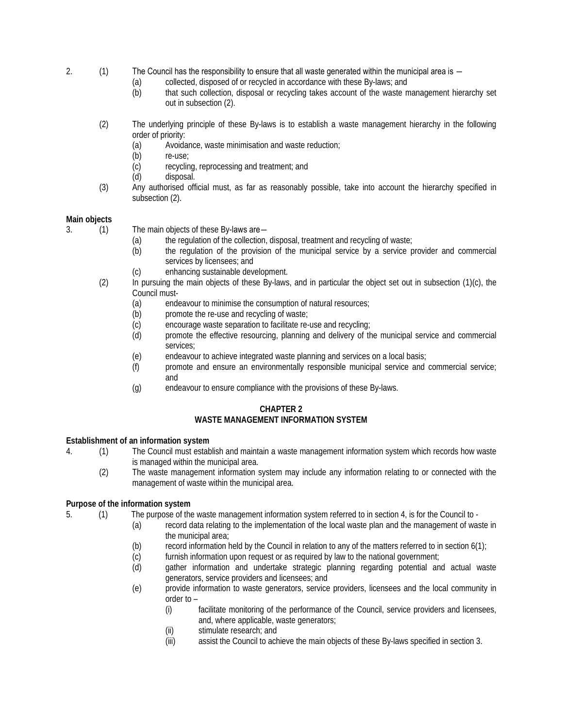2. (1) The Council has the responsibility to ensure that all waste generated within the municipal area is —

   (a) collected, disposed of or recycled in accordance with these By-laws; and

   (b) that such collection, disposal or recycling takes account of the waste management hierarchy set out in subsection (2).

(2) The underlying principle of these By-laws is to establish a waste management hierarchy in the following order of priority:

   (a) Avoidance, waste minimisation and waste reduction;

   (b) re-use;

   (c) recycling, reprocessing and treatment; and

   (d) disposal.

(3) Any authorised official must, as far as reasonably possible, take into account the hierarchy specified in subsection (2).

**Main objects**

3. (1) The main objects of these By-laws are—

   (a) the regulation of the collection, disposal, treatment and recycling of waste;

   (b) the regulation of the provision of the municipal service by a service provider and commercial services by licensees; and

   (c) enhancing sustainable development.

(2) In pursuing the main objects of these By-laws, and in particular the object set out in subsection (1)(c), the Council must-

   (a) endeavour to minimise the consumption of natural resources;

   (b) promote the re-use and recycling of waste;

   (c) encourage waste separation to facilitate re-use and recycling;

   (d) promote the effective resourcing, planning and delivery of the municipal service and commercial services;

   (e) endeavour to achieve integrated waste planning and services on a local basis;

   (f) promote and ensure an environmentally responsible municipal service and commercial service; and

   (g) endeavour to ensure compliance with the provisions of these By-laws.

## CHAPTER 2
## WASTE MANAGEMENT INFORMATION SYSTEM

**Establishment of an information system**

4. (1) The Council must establish and maintain a waste management information system which records how waste is managed within the municipal area.

(2) The waste management information system may include any information relating to or connected with the management of waste within the municipal area.

**Purpose of the information system**

5. (1) The purpose of the waste management information system referred to in section 4, is for the Council to -

   (a) record data relating to the implementation of the local waste plan and the management of waste in the municipal area;

   (b) record information held by the Council in relation to any of the matters referred to in section 6(1);

   (c) furnish information upon request or as required by law to the national government;

   (d) gather information and undertake strategic planning regarding potential and actual waste generators, service providers and licensees; and

   (e) provide information to waste generators, service providers, licensees and the local community in order to –

      (i) facilitate monitoring of the performance of the Council, service providers and licensees, and, where applicable, waste generators;

      (ii) stimulate research; and

      (iii) assist the Council to achieve the main objects of these By-laws specified in section 3.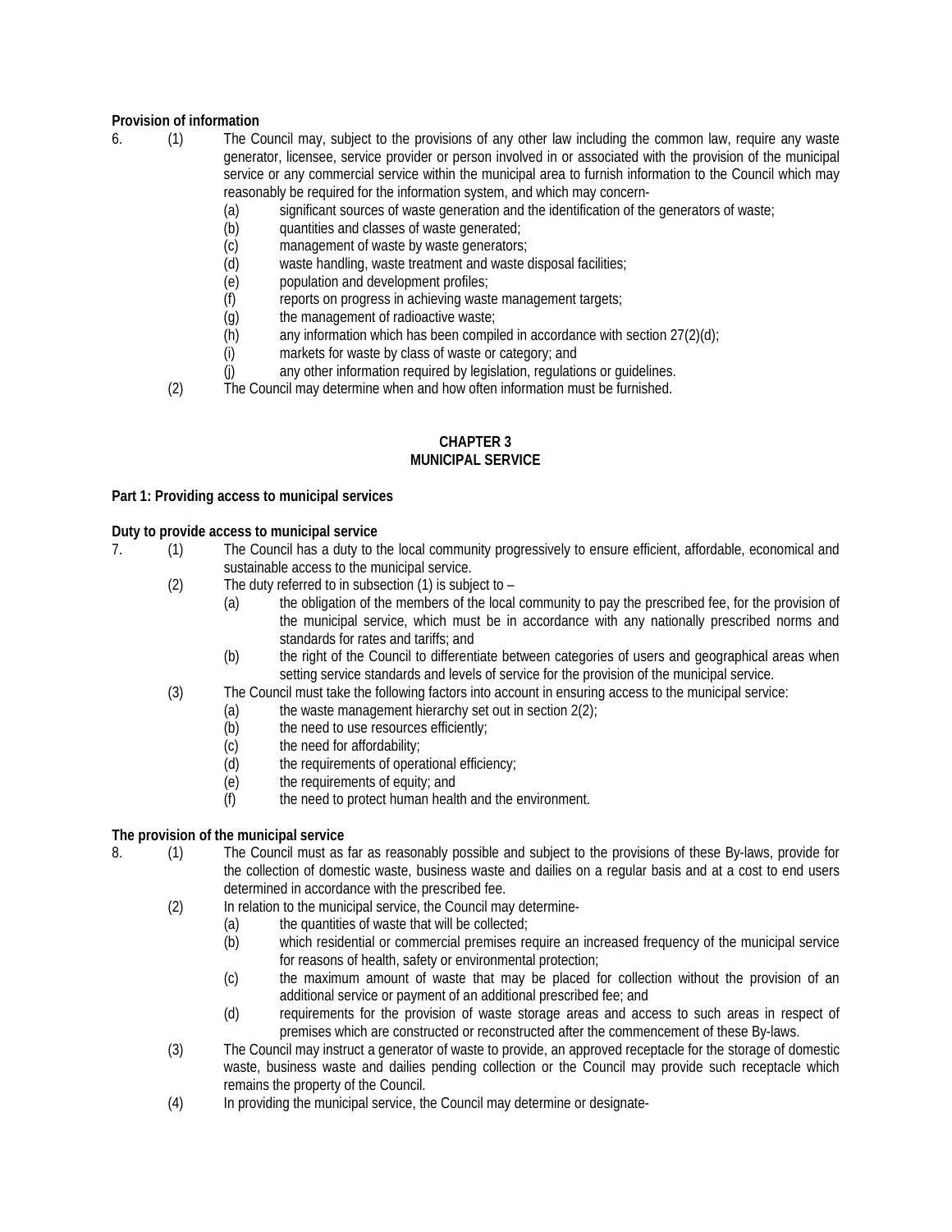**Provision of information**

6. (1) The Council may, subject to the provisions of any other law including the common law, require any waste generator, licensee, service provider or person involved in or associated with the provision of the municipal service or any commercial service within the municipal area to furnish information to the Council which may reasonably be required for the information system, and which may concern-

(a) significant sources of waste generation and the identification of the generators of waste;
(b) quantities and classes of waste generated;
(c) management of waste by waste generators;
(d) waste handling, waste treatment and waste disposal facilities;
(e) population and development profiles;
(f) reports on progress in achieving waste management targets;
(g) the management of radioactive waste;
(h) any information which has been compiled in accordance with section 27(2)(d);
(i) markets for waste by class of waste or category; and
(j) any other information required by legislation, regulations or guidelines.

(2) The Council may determine when and how often information must be furnished.

**CHAPTER 3**
**MUNICIPAL SERVICE**

**Part 1: Providing access to municipal services**

**Duty to provide access to municipal service**

7. (1) The Council has a duty to the local community progressively to ensure efficient, affordable, economical and sustainable access to the municipal service.

(2) The duty referred to in subsection (1) is subject to –

(a) the obligation of the members of the local community to pay the prescribed fee, for the provision of the municipal service, which must be in accordance with any nationally prescribed norms and standards for rates and tariffs; and
(b) the right of the Council to differentiate between categories of users and geographical areas when setting service standards and levels of service for the provision of the municipal service.

(3) The Council must take the following factors into account in ensuring access to the municipal service:

(a) the waste management hierarchy set out in section 2(2);
(b) the need to use resources efficiently;
(c) the need for affordability;
(d) the requirements of operational efficiency;
(e) the requirements of equity; and
(f) the need to protect human health and the environment.

**The provision of the municipal service**

8. (1) The Council must as far as reasonably possible and subject to the provisions of these By-laws, provide for the collection of domestic waste, business waste and dailies on a regular basis and at a cost to end users determined in accordance with the prescribed fee.

(2) In relation to the municipal service, the Council may determine-

(a) the quantities of waste that will be collected;
(b) which residential or commercial premises require an increased frequency of the municipal service for reasons of health, safety or environmental protection;
(c) the maximum amount of waste that may be placed for collection without the provision of an additional service or payment of an additional prescribed fee; and
(d) requirements for the provision of waste storage areas and access to such areas in respect of premises which are constructed or reconstructed after the commencement of these By-laws.

(3) The Council may instruct a generator of waste to provide, an approved receptacle for the storage of domestic waste, business waste and dailies pending collection or the Council may provide such receptacle which remains the property of the Council.

(4) In providing the municipal service, the Council may determine or designate-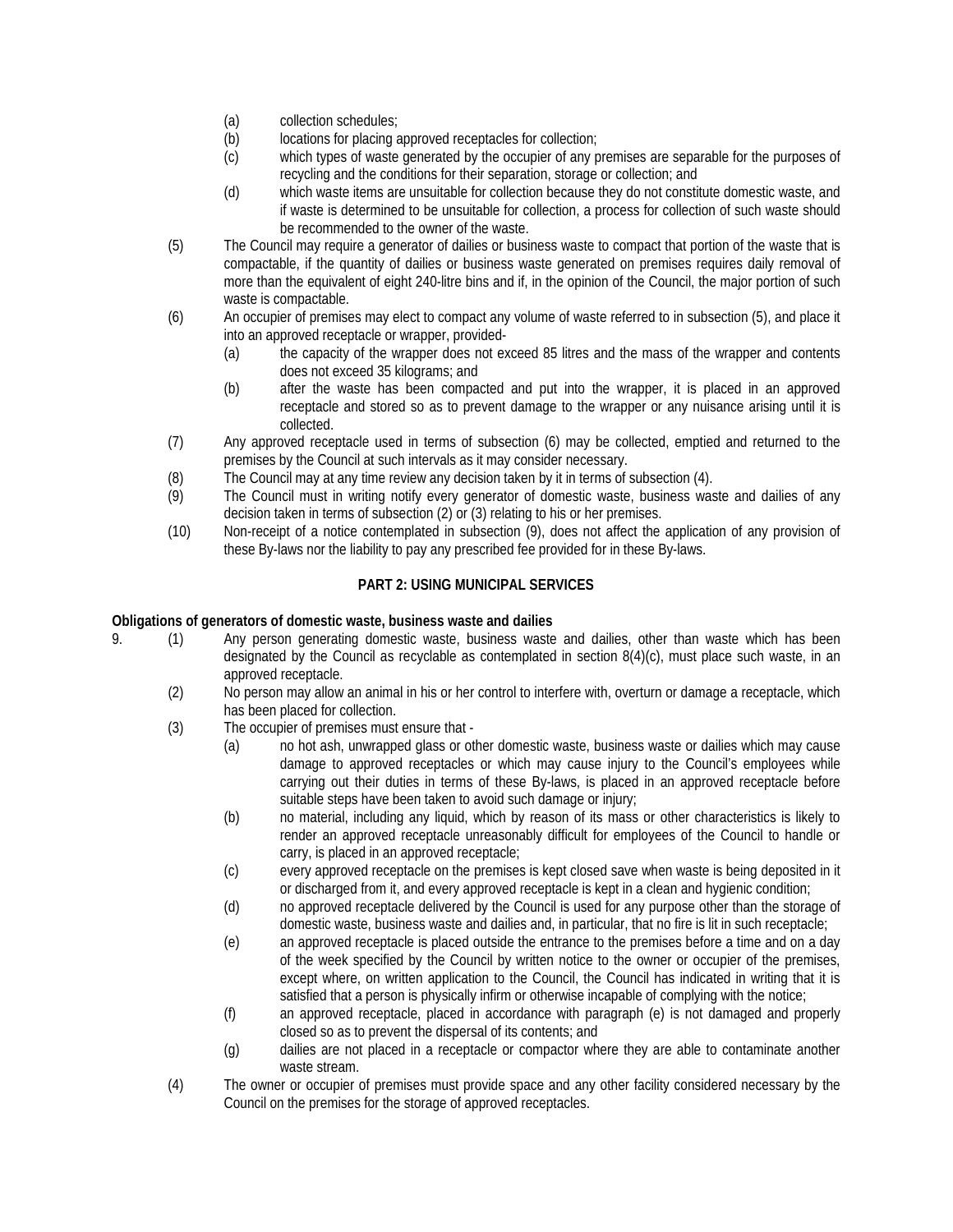(a) collection schedules;

(b) locations for placing approved receptacles for collection;

(c) which types of waste generated by the occupier of any premises are separable for the purposes of recycling and the conditions for their separation, storage or collection; and

(d) which waste items are unsuitable for collection because they do not constitute domestic waste, and if waste is determined to be unsuitable for collection, a process for collection of such waste should be recommended to the owner of the waste.

(5) The Council may require a generator of dailies or business waste to compact that portion of the waste that is compactable, if the quantity of dailies or business waste generated on premises requires daily removal of more than the equivalent of eight 240-litre bins and if, in the opinion of the Council, the major portion of such waste is compactable.

(6) An occupier of premises may elect to compact any volume of waste referred to in subsection (5), and place it into an approved receptacle or wrapper, provided-

(a) the capacity of the wrapper does not exceed 85 litres and the mass of the wrapper and contents does not exceed 35 kilograms; and

(b) after the waste has been compacted and put into the wrapper, it is placed in an approved receptacle and stored so as to prevent damage to the wrapper or any nuisance arising until it is collected.

(7) Any approved receptacle used in terms of subsection (6) may be collected, emptied and returned to the premises by the Council at such intervals as it may consider necessary.

(8) The Council may at any time review any decision taken by it in terms of subsection (4).

(9) The Council must in writing notify every generator of domestic waste, business waste and dailies of any decision taken in terms of subsection (2) or (3) relating to his or her premises.

(10) Non-receipt of a notice contemplated in subsection (9), does not affect the application of any provision of these By-laws nor the liability to pay any prescribed fee provided for in these By-laws.

## PART 2: USING MUNICIPAL SERVICES

**Obligations of generators of domestic waste, business waste and dailies**

9. (1) Any person generating domestic waste, business waste and dailies, other than waste which has been designated by the Council as recyclable as contemplated in section 8(4)(c), must place such waste, in an approved receptacle.

(2) No person may allow an animal in his or her control to interfere with, overturn or damage a receptacle, which has been placed for collection.

(3) The occupier of premises must ensure that -

(a) no hot ash, unwrapped glass or other domestic waste, business waste or dailies which may cause damage to approved receptacles or which may cause injury to the Council's employees while carrying out their duties in terms of these By-laws, is placed in an approved receptacle before suitable steps have been taken to avoid such damage or injury;

(b) no material, including any liquid, which by reason of its mass or other characteristics is likely to render an approved receptacle unreasonably difficult for employees of the Council to handle or carry, is placed in an approved receptacle;

(c) every approved receptacle on the premises is kept closed save when waste is being deposited in it or discharged from it, and every approved receptacle is kept in a clean and hygienic condition;

(d) no approved receptacle delivered by the Council is used for any purpose other than the storage of domestic waste, business waste and dailies and, in particular, that no fire is lit in such receptacle;

(e) an approved receptacle is placed outside the entrance to the premises before a time and on a day of the week specified by the Council by written notice to the owner or occupier of the premises, except where, on written application to the Council, the Council has indicated in writing that it is satisfied that a person is physically infirm or otherwise incapable of complying with the notice;

(f) an approved receptacle, placed in accordance with paragraph (e) is not damaged and properly closed so as to prevent the dispersal of its contents; and

(g) dailies are not placed in a receptacle or compactor where they are able to contaminate another waste stream.

(4) The owner or occupier of premises must provide space and any other facility considered necessary by the Council on the premises for the storage of approved receptacles.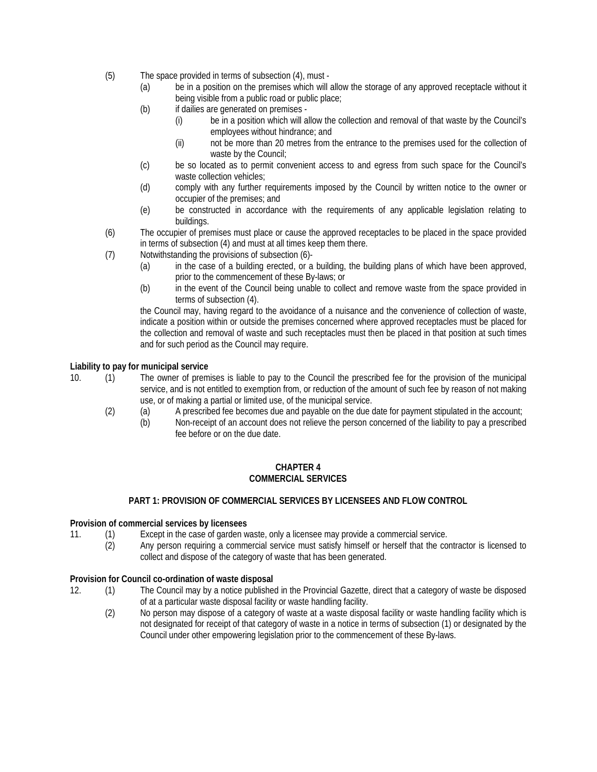(5) The space provided in terms of subsection (4), must -

  (a) be in a position on the premises which will allow the storage of any approved receptacle without it being visible from a public road or public place;

  (b) if dailies are generated on premises -

    (i) be in a position which will allow the collection and removal of that waste by the Council's employees without hindrance; and

    (ii) not be more than 20 metres from the entrance to the premises used for the collection of waste by the Council;

  (c) be so located as to permit convenient access to and egress from such space for the Council's waste collection vehicles;

  (d) comply with any further requirements imposed by the Council by written notice to the owner or occupier of the premises; and

  (e) be constructed in accordance with the requirements of any applicable legislation relating to buildings.

(6) The occupier of premises must place or cause the approved receptacles to be placed in the space provided in terms of subsection (4) and must at all times keep them there.

(7) Notwithstanding the provisions of subsection (6)-

  (a) in the case of a building erected, or a building, the building plans of which have been approved, prior to the commencement of these By-laws; or

  (b) in the event of the Council being unable to collect and remove waste from the space provided in terms of subsection (4).

  the Council may, having regard to the avoidance of a nuisance and the convenience of collection of waste, indicate a position within or outside the premises concerned where approved receptacles must be placed for the collection and removal of waste and such receptacles must then be placed in that position at such times and for such period as the Council may require.

**Liability to pay for municipal service**

10. (1) The owner of premises is liable to pay to the Council the prescribed fee for the provision of the municipal service, and is not entitled to exemption from, or reduction of the amount of such fee by reason of not making use, or of making a partial or limited use, of the municipal service.

  (2) (a) A prescribed fee becomes due and payable on the due date for payment stipulated in the account;

    (b) Non-receipt of an account does not relieve the person concerned of the liability to pay a prescribed fee before or on the due date.

## CHAPTER 4
## COMMERCIAL SERVICES

### PART 1: PROVISION OF COMMERCIAL SERVICES BY LICENSEES AND FLOW CONTROL

**Provision of commercial services by licensees**

11. (1) Except in the case of garden waste, only a licensee may provide a commercial service.

  (2) Any person requiring a commercial service must satisfy himself or herself that the contractor is licensed to collect and dispose of the category of waste that has been generated.

**Provision for Council co-ordination of waste disposal**

12. (1) The Council may by a notice published in the Provincial Gazette, direct that a category of waste be disposed of at a particular waste disposal facility or waste handling facility.

  (2) No person may dispose of a category of waste at a waste disposal facility or waste handling facility which is not designated for receipt of that category of waste in a notice in terms of subsection (1) or designated by the Council under other empowering legislation prior to the commencement of these By-laws.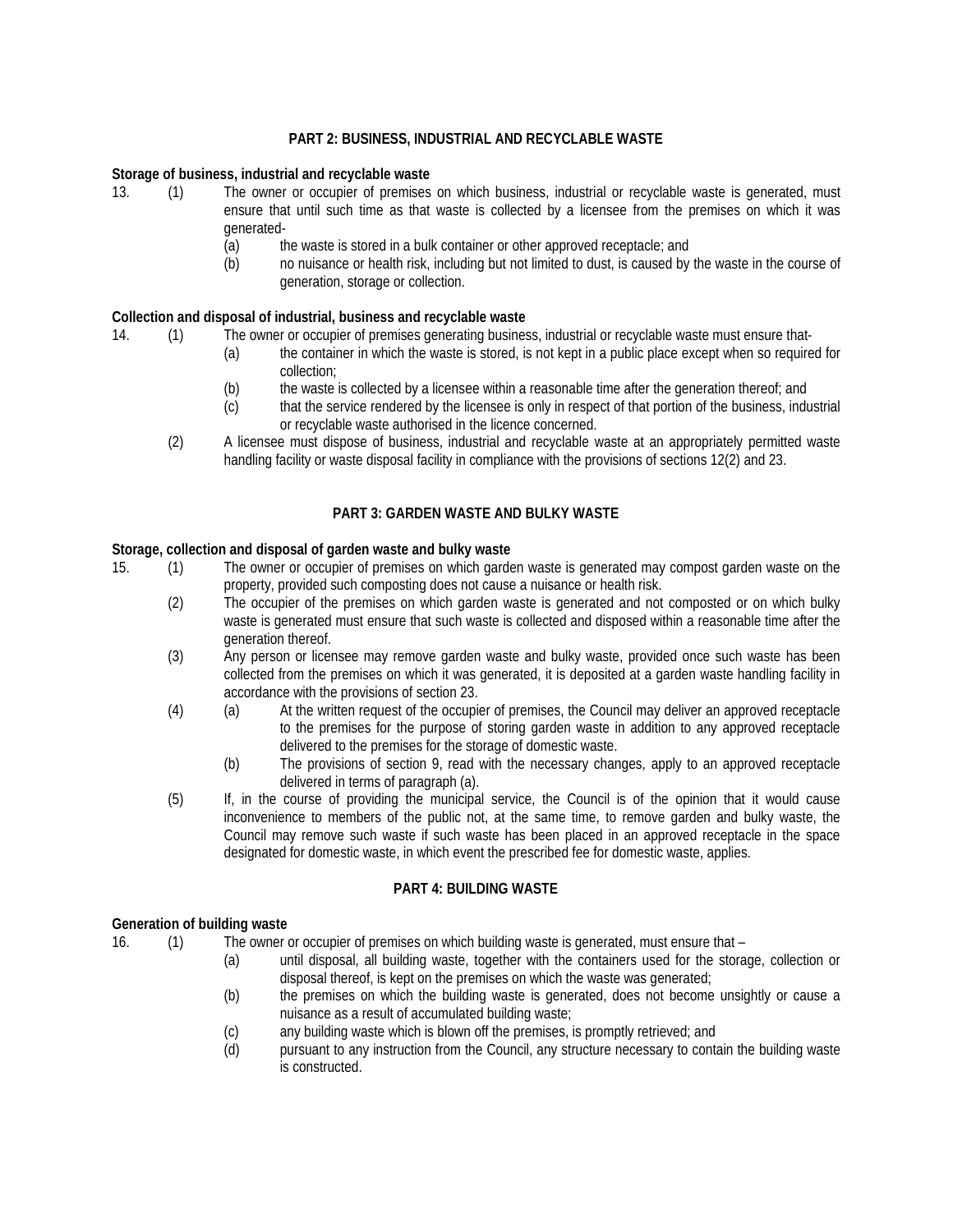## PART 2: BUSINESS, INDUSTRIAL AND RECYCLABLE WASTE

**Storage of business, industrial and recyclable waste**

13. (1) The owner or occupier of premises on which business, industrial or recyclable waste is generated, must ensure that until such time as that waste is collected by a licensee from the premises on which it was generated-

(a) the waste is stored in a bulk container or other approved receptacle; and

(b) no nuisance or health risk, including but not limited to dust, is caused by the waste in the course of generation, storage or collection.

**Collection and disposal of industrial, business and recyclable waste**

14. (1) The owner or occupier of premises generating business, industrial or recyclable waste must ensure that-

(a) the container in which the waste is stored, is not kept in a public place except when so required for collection;

(b) the waste is collected by a licensee within a reasonable time after the generation thereof; and

(c) that the service rendered by the licensee is only in respect of that portion of the business, industrial or recyclable waste authorised in the licence concerned.

(2) A licensee must dispose of business, industrial and recyclable waste at an appropriately permitted waste handling facility or waste disposal facility in compliance with the provisions of sections 12(2) and 23.

## PART 3: GARDEN WASTE AND BULKY WASTE

**Storage, collection and disposal of garden waste and bulky waste**

15. (1) The owner or occupier of premises on which garden waste is generated may compost garden waste on the property, provided such composting does not cause a nuisance or health risk.

(2) The occupier of the premises on which garden waste is generated and not composted or on which bulky waste is generated must ensure that such waste is collected and disposed within a reasonable time after the generation thereof.

(3) Any person or licensee may remove garden waste and bulky waste, provided once such waste has been collected from the premises on which it was generated, it is deposited at a garden waste handling facility in accordance with the provisions of section 23.

(4) (a) At the written request of the occupier of premises, the Council may deliver an approved receptacle to the premises for the purpose of storing garden waste in addition to any approved receptacle delivered to the premises for the storage of domestic waste.

(b) The provisions of section 9, read with the necessary changes, apply to an approved receptacle delivered in terms of paragraph (a).

(5) If, in the course of providing the municipal service, the Council is of the opinion that it would cause inconvenience to members of the public not, at the same time, to remove garden and bulky waste, the Council may remove such waste if such waste has been placed in an approved receptacle in the space designated for domestic waste, in which event the prescribed fee for domestic waste, applies.

## PART 4: BUILDING WASTE

**Generation of building waste**

16. (1) The owner or occupier of premises on which building waste is generated, must ensure that –

(a) until disposal, all building waste, together with the containers used for the storage, collection or disposal thereof, is kept on the premises on which the waste was generated;

(b) the premises on which the building waste is generated, does not become unsightly or cause a nuisance as a result of accumulated building waste;

(c) any building waste which is blown off the premises, is promptly retrieved; and

(d) pursuant to any instruction from the Council, any structure necessary to contain the building waste is constructed.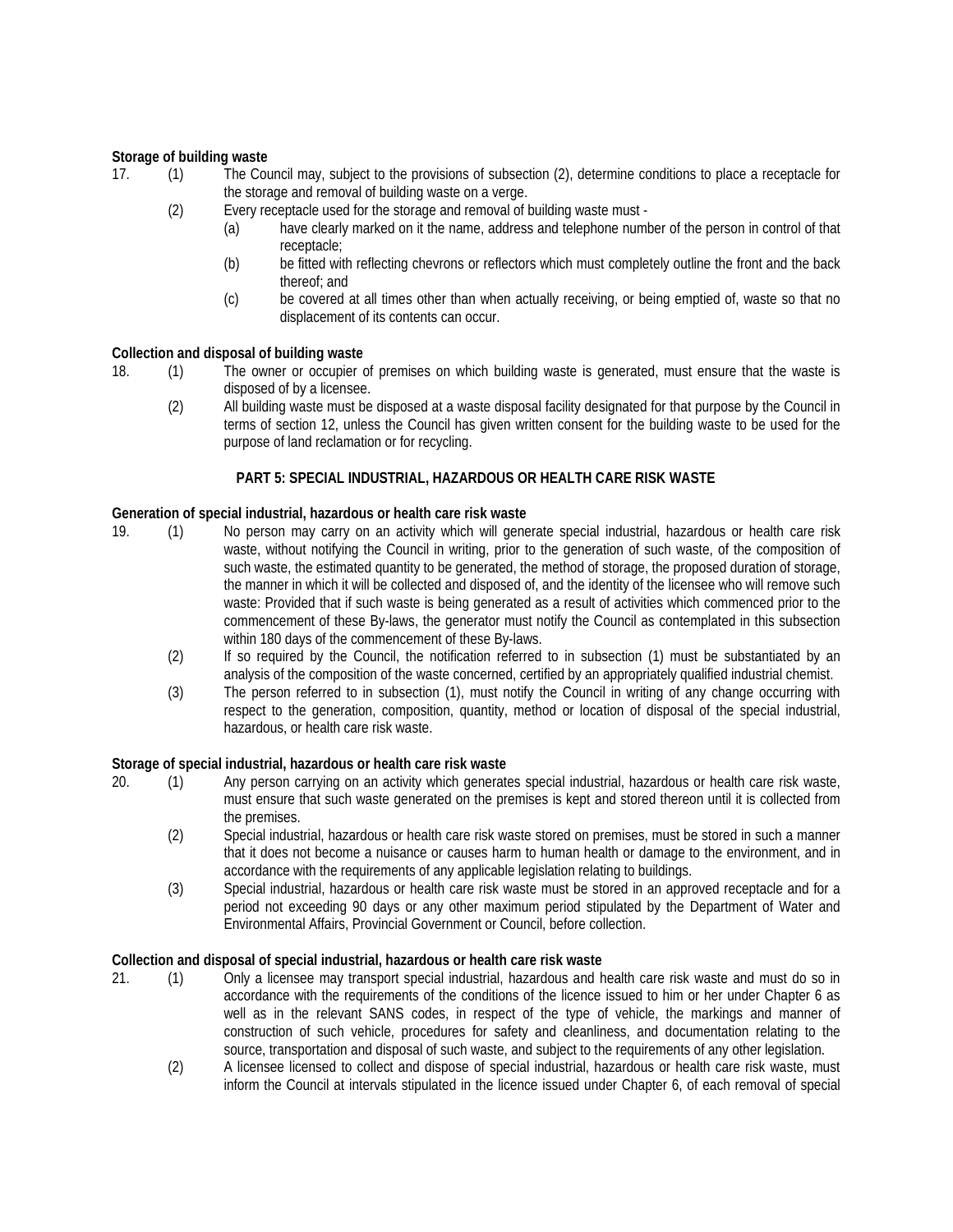**Storage of building waste**

17. (1) The Council may, subject to the provisions of subsection (2), determine conditions to place a receptacle for the storage and removal of building waste on a verge.

(2) Every receptacle used for the storage and removal of building waste must -

(a) have clearly marked on it the name, address and telephone number of the person in control of that receptacle;

(b) be fitted with reflecting chevrons or reflectors which must completely outline the front and the back thereof; and

(c) be covered at all times other than when actually receiving, or being emptied of, waste so that no displacement of its contents can occur.

**Collection and disposal of building waste**

18. (1) The owner or occupier of premises on which building waste is generated, must ensure that the waste is disposed of by a licensee.

(2) All building waste must be disposed at a waste disposal facility designated for that purpose by the Council in terms of section 12, unless the Council has given written consent for the building waste to be used for the purpose of land reclamation or for recycling.

**PART 5: SPECIAL INDUSTRIAL, HAZARDOUS OR HEALTH CARE RISK WASTE**

**Generation of special industrial, hazardous or health care risk waste**

19. (1) No person may carry on an activity which will generate special industrial, hazardous or health care risk waste, without notifying the Council in writing, prior to the generation of such waste, of the composition of such waste, the estimated quantity to be generated, the method of storage, the proposed duration of storage, the manner in which it will be collected and disposed of, and the identity of the licensee who will remove such waste: Provided that if such waste is being generated as a result of activities which commenced prior to the commencement of these By-laws, the generator must notify the Council as contemplated in this subsection within 180 days of the commencement of these By-laws.

(2) If so required by the Council, the notification referred to in subsection (1) must be substantiated by an analysis of the composition of the waste concerned, certified by an appropriately qualified industrial chemist.

(3) The person referred to in subsection (1), must notify the Council in writing of any change occurring with respect to the generation, composition, quantity, method or location of disposal of the special industrial, hazardous, or health care risk waste.

**Storage of special industrial, hazardous or health care risk waste**

20. (1) Any person carrying on an activity which generates special industrial, hazardous or health care risk waste, must ensure that such waste generated on the premises is kept and stored thereon until it is collected from the premises.

(2) Special industrial, hazardous or health care risk waste stored on premises, must be stored in such a manner that it does not become a nuisance or causes harm to human health or damage to the environment, and in accordance with the requirements of any applicable legislation relating to buildings.

(3) Special industrial, hazardous or health care risk waste must be stored in an approved receptacle and for a period not exceeding 90 days or any other maximum period stipulated by the Department of Water and Environmental Affairs, Provincial Government or Council, before collection.

**Collection and disposal of special industrial, hazardous or health care risk waste**

21. (1) Only a licensee may transport special industrial, hazardous and health care risk waste and must do so in accordance with the requirements of the conditions of the licence issued to him or her under Chapter 6 as well as in the relevant SANS codes, in respect of the type of vehicle, the markings and manner of construction of such vehicle, procedures for safety and cleanliness, and documentation relating to the source, transportation and disposal of such waste, and subject to the requirements of any other legislation.

(2) A licensee licensed to collect and dispose of special industrial, hazardous or health care risk waste, must inform the Council at intervals stipulated in the licence issued under Chapter 6, of each removal of special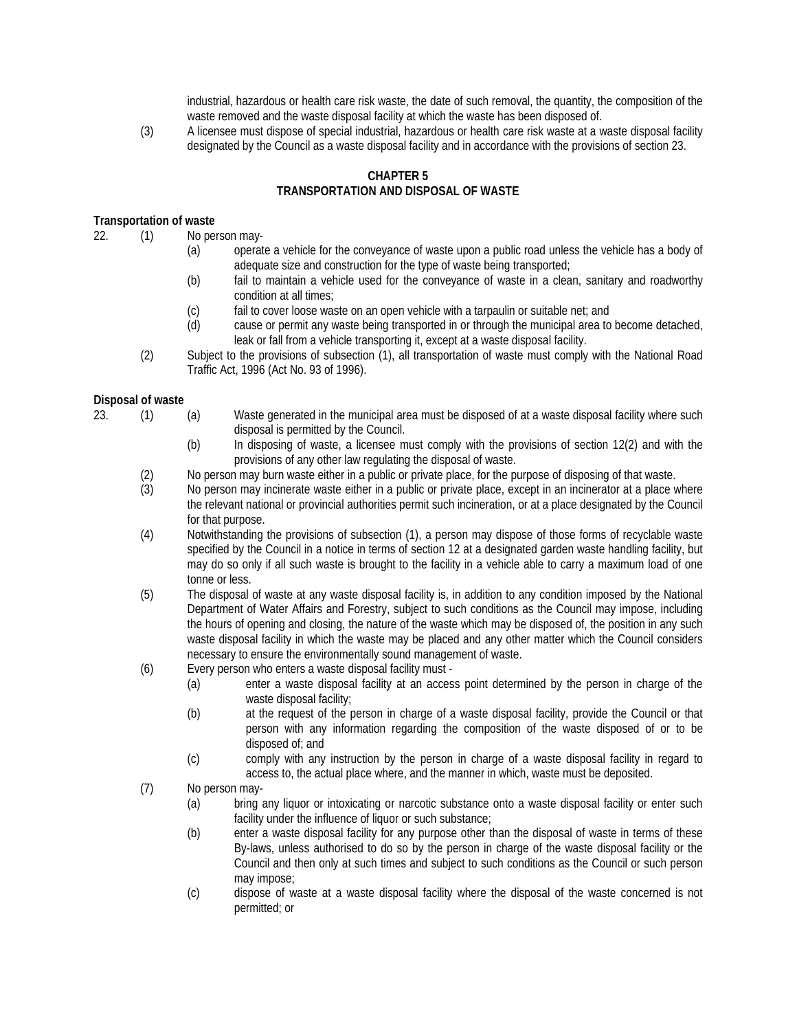industrial, hazardous or health care risk waste, the date of such removal, the quantity, the composition of the waste removed and the waste disposal facility at which the waste has been disposed of.

(3) A licensee must dispose of special industrial, hazardous or health care risk waste at a waste disposal facility designated by the Council as a waste disposal facility and in accordance with the provisions of section 23.

## CHAPTER 5
## TRANSPORTATION AND DISPOSAL OF WASTE

**Transportation of waste**

22. (1) No person may-
    - (a) operate a vehicle for the conveyance of waste upon a public road unless the vehicle has a body of adequate size and construction for the type of waste being transported;
    - (b) fail to maintain a vehicle used for the conveyance of waste in a clean, sanitary and roadworthy condition at all times;
    - (c) fail to cover loose waste on an open vehicle with a tarpaulin or suitable net; and
    - (d) cause or permit any waste being transported in or through the municipal area to become detached, leak or fall from a vehicle transporting it, except at a waste disposal facility.

(2) Subject to the provisions of subsection (1), all transportation of waste must comply with the National Road Traffic Act, 1996 (Act No. 93 of 1996).

**Disposal of waste**

23. (1) (a) Waste generated in the municipal area must be disposed of at a waste disposal facility where such disposal is permitted by the Council.
    - (b) In disposing of waste, a licensee must comply with the provisions of section 12(2) and with the provisions of any other law regulating the disposal of waste.

(2) No person may burn waste either in a public or private place, for the purpose of disposing of that waste.

(3) No person may incinerate waste either in a public or private place, except in an incinerator at a place where the relevant national or provincial authorities permit such incineration, or at a place designated by the Council for that purpose.

(4) Notwithstanding the provisions of subsection (1), a person may dispose of those forms of recyclable waste specified by the Council in a notice in terms of section 12 at a designated garden waste handling facility, but may do so only if all such waste is brought to the facility in a vehicle able to carry a maximum load of one tonne or less.

(5) The disposal of waste at any waste disposal facility is, in addition to any condition imposed by the National Department of Water Affairs and Forestry, subject to such conditions as the Council may impose, including the hours of opening and closing, the nature of the waste which may be disposed of, the position in any such waste disposal facility in which the waste may be placed and any other matter which the Council considers necessary to ensure the environmentally sound management of waste.

(6) Every person who enters a waste disposal facility must -
    - (a) enter a waste disposal facility at an access point determined by the person in charge of the waste disposal facility;
    - (b) at the request of the person in charge of a waste disposal facility, provide the Council or that person with any information regarding the composition of the waste disposed of or to be disposed of; and
    - (c) comply with any instruction by the person in charge of a waste disposal facility in regard to access to, the actual place where, and the manner in which, waste must be deposited.

(7) No person may-
    - (a) bring any liquor or intoxicating or narcotic substance onto a waste disposal facility or enter such facility under the influence of liquor or such substance;
    - (b) enter a waste disposal facility for any purpose other than the disposal of waste in terms of these By-laws, unless authorised to do so by the person in charge of the waste disposal facility or the Council and then only at such times and subject to such conditions as the Council or such person may impose;
    - (c) dispose of waste at a waste disposal facility where the disposal of the waste concerned is not permitted; or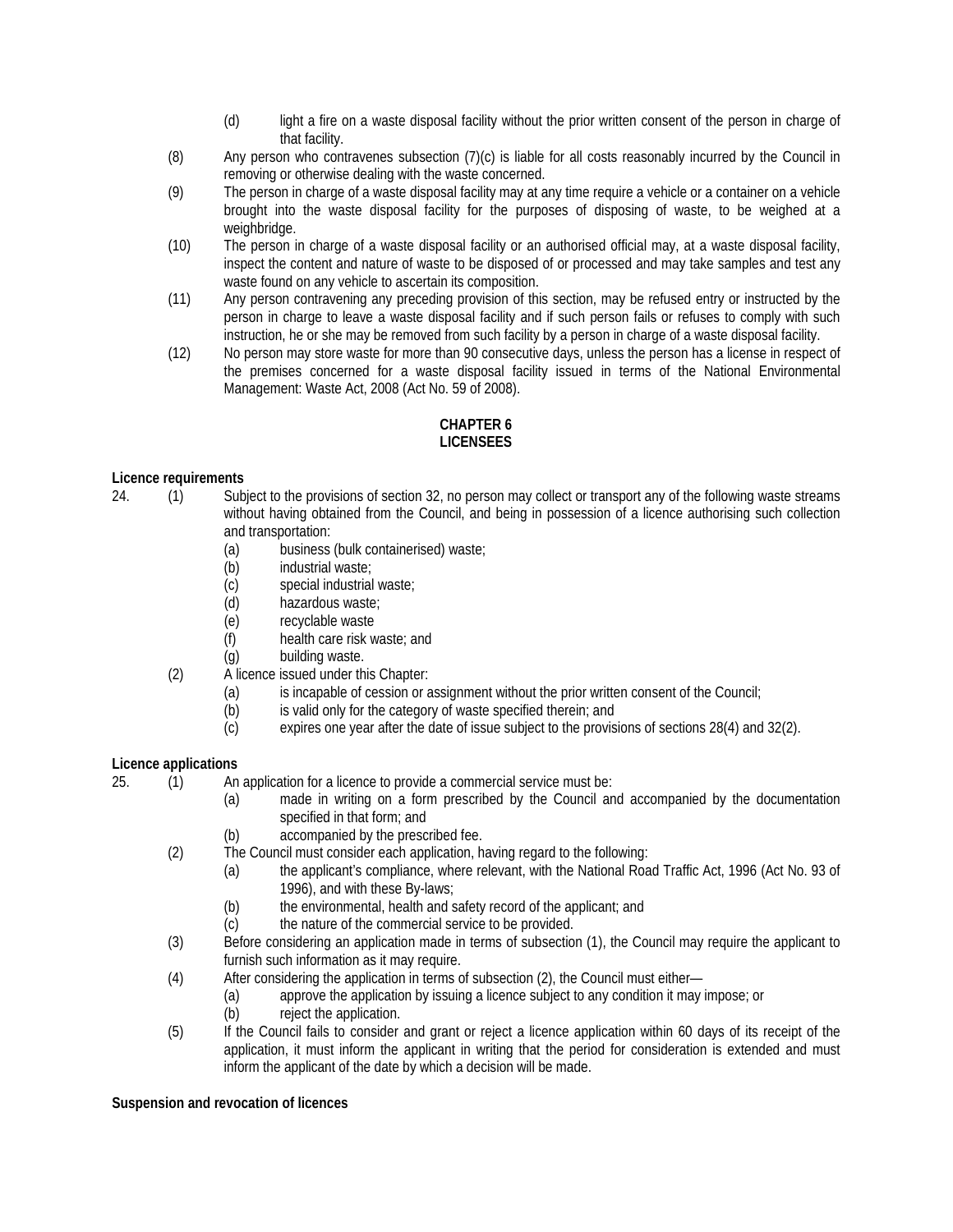(d) light a fire on a waste disposal facility without the prior written consent of the person in charge of that facility.

(8) Any person who contravenes subsection (7)(c) is liable for all costs reasonably incurred by the Council in removing or otherwise dealing with the waste concerned.

(9) The person in charge of a waste disposal facility may at any time require a vehicle or a container on a vehicle brought into the waste disposal facility for the purposes of disposing of waste, to be weighed at a weighbridge.

(10) The person in charge of a waste disposal facility or an authorised official may, at a waste disposal facility, inspect the content and nature of waste to be disposed of or processed and may take samples and test any waste found on any vehicle to ascertain its composition.

(11) Any person contravening any preceding provision of this section, may be refused entry or instructed by the person in charge to leave a waste disposal facility and if such person fails or refuses to comply with such instruction, he or she may be removed from such facility by a person in charge of a waste disposal facility.

(12) No person may store waste for more than 90 consecutive days, unless the person has a license in respect of the premises concerned for a waste disposal facility issued in terms of the National Environmental Management: Waste Act, 2008 (Act No. 59 of 2008).

## CHAPTER 6
## LICENSEES

**Licence requirements**

24. (1) Subject to the provisions of section 32, no person may collect or transport any of the following waste streams without having obtained from the Council, and being in possession of a licence authorising such collection and transportation:

(a) business (bulk containerised) waste;
(b) industrial waste;
(c) special industrial waste;
(d) hazardous waste;
(e) recyclable waste
(f) health care risk waste; and
(g) building waste.

(2) A licence issued under this Chapter:

(a) is incapable of cession or assignment without the prior written consent of the Council;
(b) is valid only for the category of waste specified therein; and
(c) expires one year after the date of issue subject to the provisions of sections 28(4) and 32(2).

**Licence applications**

25. (1) An application for a licence to provide a commercial service must be:

(a) made in writing on a form prescribed by the Council and accompanied by the documentation specified in that form; and
(b) accompanied by the prescribed fee.

(2) The Council must consider each application, having regard to the following:

(a) the applicant's compliance, where relevant, with the National Road Traffic Act, 1996 (Act No. 93 of 1996), and with these By-laws;
(b) the environmental, health and safety record of the applicant; and
(c) the nature of the commercial service to be provided.

(3) Before considering an application made in terms of subsection (1), the Council may require the applicant to furnish such information as it may require.

(4) After considering the application in terms of subsection (2), the Council must either—

(a) approve the application by issuing a licence subject to any condition it may impose; or
(b) reject the application.

(5) If the Council fails to consider and grant or reject a licence application within 60 days of its receipt of the application, it must inform the applicant in writing that the period for consideration is extended and must inform the applicant of the date by which a decision will be made.

**Suspension and revocation of licences**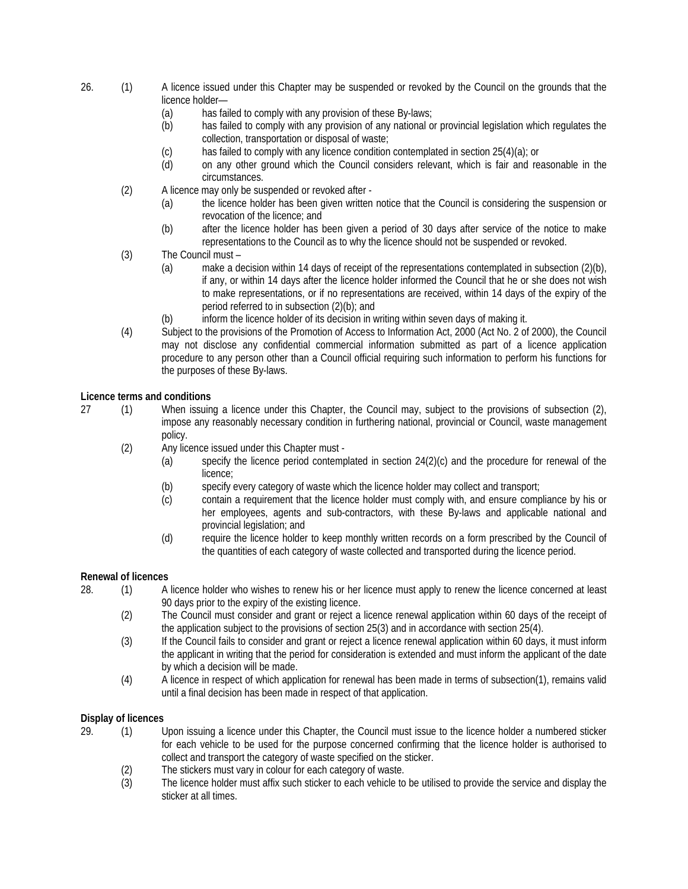26. (1) A licence issued under this Chapter may be suspended or revoked by the Council on the grounds that the licence holder—

   (a) has failed to comply with any provision of these By-laws;

   (b) has failed to comply with any provision of any national or provincial legislation which regulates the collection, transportation or disposal of waste;

   (c) has failed to comply with any licence condition contemplated in section 25(4)(a); or

   (d) on any other ground which the Council considers relevant, which is fair and reasonable in the circumstances.

(2) A licence may only be suspended or revoked after -

   (a) the licence holder has been given written notice that the Council is considering the suspension or revocation of the licence; and

   (b) after the licence holder has been given a period of 30 days after service of the notice to make representations to the Council as to why the licence should not be suspended or revoked.

(3) The Council must –

   (a) make a decision within 14 days of receipt of the representations contemplated in subsection (2)(b), if any, or within 14 days after the licence holder informed the Council that he or she does not wish to make representations, or if no representations are received, within 14 days of the expiry of the period referred to in subsection (2)(b); and

   (b) inform the licence holder of its decision in writing within seven days of making it.

(4) Subject to the provisions of the Promotion of Access to Information Act, 2000 (Act No. 2 of 2000), the Council may not disclose any confidential commercial information submitted as part of a licence application procedure to any person other than a Council official requiring such information to perform his functions for the purposes of these By-laws.

**Licence terms and conditions**

27 (1) When issuing a licence under this Chapter, the Council may, subject to the provisions of subsection (2), impose any reasonably necessary condition in furthering national, provincial or Council, waste management policy.

(2) Any licence issued under this Chapter must -

   (a) specify the licence period contemplated in section 24(2)(c) and the procedure for renewal of the licence;

   (b) specify every category of waste which the licence holder may collect and transport;

   (c) contain a requirement that the licence holder must comply with, and ensure compliance by his or her employees, agents and sub-contractors, with these By-laws and applicable national and provincial legislation; and

   (d) require the licence holder to keep monthly written records on a form prescribed by the Council of the quantities of each category of waste collected and transported during the licence period.

**Renewal of licences**

28. (1) A licence holder who wishes to renew his or her licence must apply to renew the licence concerned at least 90 days prior to the expiry of the existing licence.

(2) The Council must consider and grant or reject a licence renewal application within 60 days of the receipt of the application subject to the provisions of section 25(3) and in accordance with section 25(4).

(3) If the Council fails to consider and grant or reject a licence renewal application within 60 days, it must inform the applicant in writing that the period for consideration is extended and must inform the applicant of the date by which a decision will be made.

(4) A licence in respect of which application for renewal has been made in terms of subsection(1), remains valid until a final decision has been made in respect of that application.

**Display of licences**

29. (1) Upon issuing a licence under this Chapter, the Council must issue to the licence holder a numbered sticker for each vehicle to be used for the purpose concerned confirming that the licence holder is authorised to collect and transport the category of waste specified on the sticker.

(2) The stickers must vary in colour for each category of waste.

(3) The licence holder must affix such sticker to each vehicle to be utilised to provide the service and display the sticker at all times.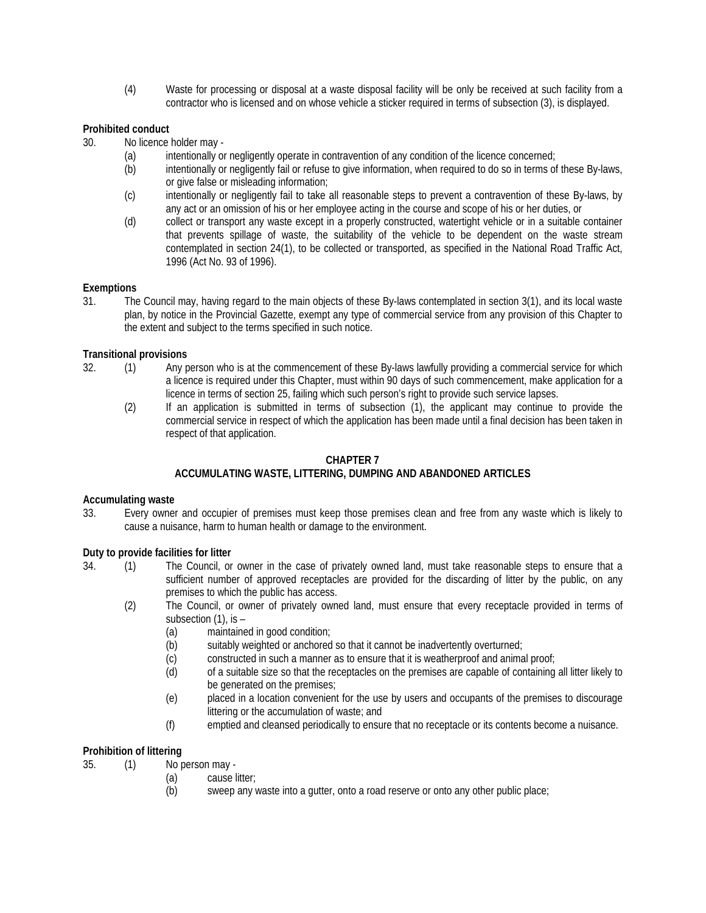(4) Waste for processing or disposal at a waste disposal facility will be only be received at such facility from a contractor who is licensed and on whose vehicle a sticker required in terms of subsection (3), is displayed.

**Prohibited conduct**

30. No licence holder may -
    - (a) intentionally or negligently operate in contravention of any condition of the licence concerned;
    - (b) intentionally or negligently fail or refuse to give information, when required to do so in terms of these By-laws, or give false or misleading information;
    - (c) intentionally or negligently fail to take all reasonable steps to prevent a contravention of these By-laws, by any act or an omission of his or her employee acting in the course and scope of his or her duties, or
    - (d) collect or transport any waste except in a properly constructed, watertight vehicle or in a suitable container that prevents spillage of waste, the suitability of the vehicle to be dependent on the waste stream contemplated in section 24(1), to be collected or transported, as specified in the National Road Traffic Act, 1996 (Act No. 93 of 1996).

**Exemptions**

31. The Council may, having regard to the main objects of these By-laws contemplated in section 3(1), and its local waste plan, by notice in the Provincial Gazette, exempt any type of commercial service from any provision of this Chapter to the extent and subject to the terms specified in such notice.

**Transitional provisions**

32. (1) Any person who is at the commencement of these By-laws lawfully providing a commercial service for which a licence is required under this Chapter, must within 90 days of such commencement, make application for a licence in terms of section 25, failing which such person's right to provide such service lapses.

    (2) If an application is submitted in terms of subsection (1), the applicant may continue to provide the commercial service in respect of which the application has been made until a final decision has been taken in respect of that application.

## CHAPTER 7
## ACCUMULATING WASTE, LITTERING, DUMPING AND ABANDONED ARTICLES

**Accumulating waste**

33. Every owner and occupier of premises must keep those premises clean and free from any waste which is likely to cause a nuisance, harm to human health or damage to the environment.

**Duty to provide facilities for litter**

34. (1) The Council, or owner in the case of privately owned land, must take reasonable steps to ensure that a sufficient number of approved receptacles are provided for the discarding of litter by the public, on any premises to which the public has access.

    (2) The Council, or owner of privately owned land, must ensure that every receptacle provided in terms of subsection (1), is –
    - (a) maintained in good condition;
    - (b) suitably weighted or anchored so that it cannot be inadvertently overturned;
    - (c) constructed in such a manner as to ensure that it is weatherproof and animal proof;
    - (d) of a suitable size so that the receptacles on the premises are capable of containing all litter likely to be generated on the premises;
    - (e) placed in a location convenient for the use by users and occupants of the premises to discourage littering or the accumulation of waste; and
    - (f) emptied and cleansed periodically to ensure that no receptacle or its contents become a nuisance.

**Prohibition of littering**

35. (1) No person may -
    - (a) cause litter;
    - (b) sweep any waste into a gutter, onto a road reserve or onto any other public place;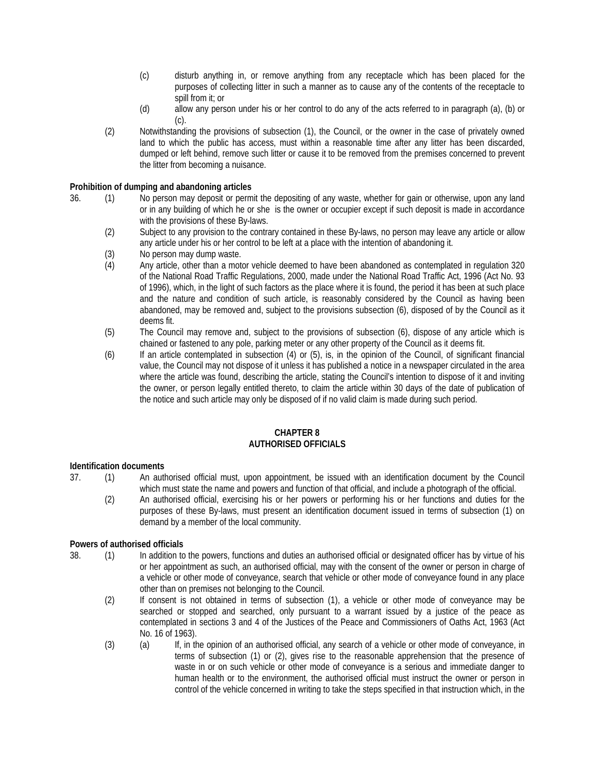(c) disturb anything in, or remove anything from any receptacle which has been placed for the purposes of collecting litter in such a manner as to cause any of the contents of the receptacle to spill from it; or

(d) allow any person under his or her control to do any of the acts referred to in paragraph (a), (b) or (c).

(2) Notwithstanding the provisions of subsection (1), the Council, or the owner in the case of privately owned land to which the public has access, must within a reasonable time after any litter has been discarded, dumped or left behind, remove such litter or cause it to be removed from the premises concerned to prevent the litter from becoming a nuisance.

**Prohibition of dumping and abandoning articles**

36. (1) No person may deposit or permit the depositing of any waste, whether for gain or otherwise, upon any land or in any building of which he or she is the owner or occupier except if such deposit is made in accordance with the provisions of these By-laws.

(2) Subject to any provision to the contrary contained in these By-laws, no person may leave any article or allow any article under his or her control to be left at a place with the intention of abandoning it.

(3) No person may dump waste.

(4) Any article, other than a motor vehicle deemed to have been abandoned as contemplated in regulation 320 of the National Road Traffic Regulations, 2000, made under the National Road Traffic Act, 1996 (Act No. 93 of 1996), which, in the light of such factors as the place where it is found, the period it has been at such place and the nature and condition of such article, is reasonably considered by the Council as having been abandoned, may be removed and, subject to the provisions subsection (6), disposed of by the Council as it deems fit.

(5) The Council may remove and, subject to the provisions of subsection (6), dispose of any article which is chained or fastened to any pole, parking meter or any other property of the Council as it deems fit.

(6) If an article contemplated in subsection (4) or (5), is, in the opinion of the Council, of significant financial value, the Council may not dispose of it unless it has published a notice in a newspaper circulated in the area where the article was found, describing the article, stating the Council's intention to dispose of it and inviting the owner, or person legally entitled thereto, to claim the article within 30 days of the date of publication of the notice and such article may only be disposed of if no valid claim is made during such period.

## CHAPTER 8
## AUTHORISED OFFICIALS

**Identification documents**

37. (1) An authorised official must, upon appointment, be issued with an identification document by the Council which must state the name and powers and function of that official, and include a photograph of the official.

(2) An authorised official, exercising his or her powers or performing his or her functions and duties for the purposes of these By-laws, must present an identification document issued in terms of subsection (1) on demand by a member of the local community.

**Powers of authorised officials**

38. (1) In addition to the powers, functions and duties an authorised official or designated officer has by virtue of his or her appointment as such, an authorised official, may with the consent of the owner or person in charge of a vehicle or other mode of conveyance, search that vehicle or other mode of conveyance found in any place other than on premises not belonging to the Council.

(2) If consent is not obtained in terms of subsection (1), a vehicle or other mode of conveyance may be searched or stopped and searched, only pursuant to a warrant issued by a justice of the peace as contemplated in sections 3 and 4 of the Justices of the Peace and Commissioners of Oaths Act, 1963 (Act No. 16 of 1963).

(3) (a) If, in the opinion of an authorised official, any search of a vehicle or other mode of conveyance, in terms of subsection (1) or (2), gives rise to the reasonable apprehension that the presence of waste in or on such vehicle or other mode of conveyance is a serious and immediate danger to human health or to the environment, the authorised official must instruct the owner or person in control of the vehicle concerned in writing to take the steps specified in that instruction which, in the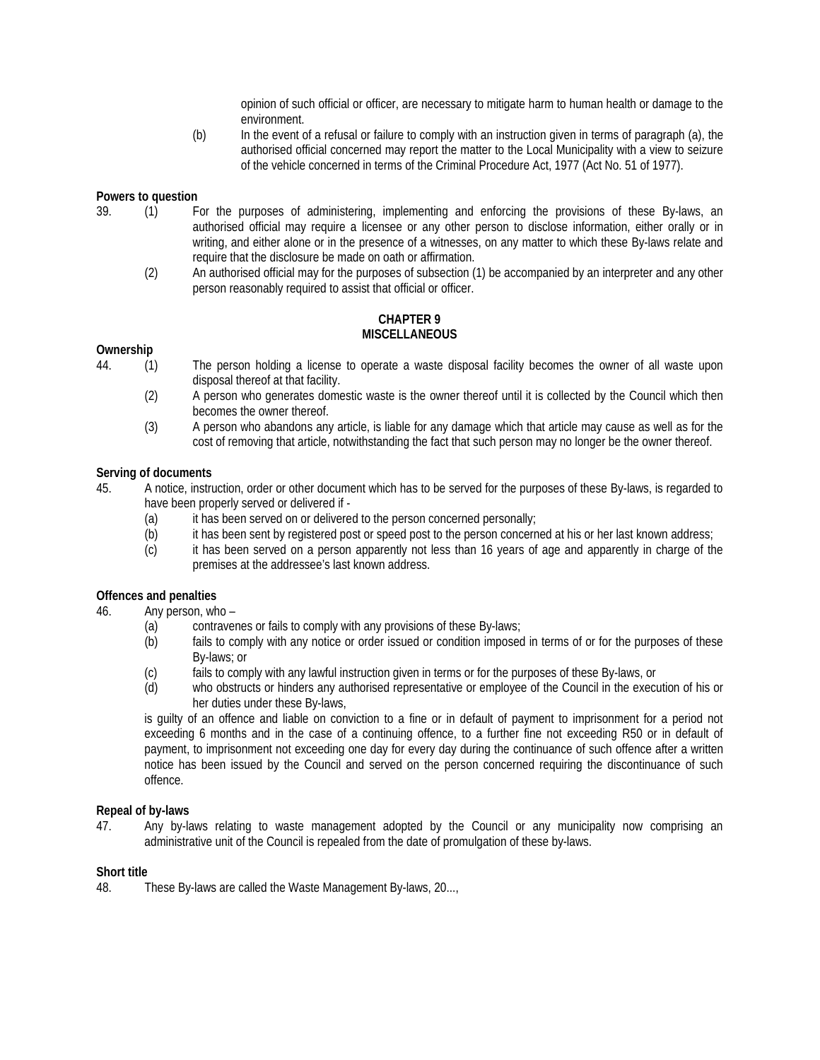opinion of such official or officer, are necessary to mitigate harm to human health or damage to the environment.

(b) In the event of a refusal or failure to comply with an instruction given in terms of paragraph (a), the authorised official concerned may report the matter to the Local Municipality with a view to seizure of the vehicle concerned in terms of the Criminal Procedure Act, 1977 (Act No. 51 of 1977).

**Powers to question**

39. (1) For the purposes of administering, implementing and enforcing the provisions of these By-laws, an authorised official may require a licensee or any other person to disclose information, either orally or in writing, and either alone or in the presence of a witnesses, on any matter to which these By-laws relate and require that the disclosure be made on oath or affirmation.

(2) An authorised official may for the purposes of subsection (1) be accompanied by an interpreter and any other person reasonably required to assist that official or officer.

## CHAPTER 9
## MISCELLANEOUS

**Ownership**

44. (1) The person holding a license to operate a waste disposal facility becomes the owner of all waste upon disposal thereof at that facility.

(2) A person who generates domestic waste is the owner thereof until it is collected by the Council which then becomes the owner thereof.

(3) A person who abandons any article, is liable for any damage which that article may cause as well as for the cost of removing that article, notwithstanding the fact that such person may no longer be the owner thereof.

**Serving of documents**

45. A notice, instruction, order or other document which has to be served for the purposes of these By-laws, is regarded to have been properly served or delivered if -

(a) it has been served on or delivered to the person concerned personally;

(b) it has been sent by registered post or speed post to the person concerned at his or her last known address;

(c) it has been served on a person apparently not less than 16 years of age and apparently in charge of the premises at the addressee's last known address.

**Offences and penalties**

46. Any person, who –

(a) contravenes or fails to comply with any provisions of these By-laws;

(b) fails to comply with any notice or order issued or condition imposed in terms of or for the purposes of these By-laws; or

(c) fails to comply with any lawful instruction given in terms or for the purposes of these By-laws, or

(d) who obstructs or hinders any authorised representative or employee of the Council in the execution of his or her duties under these By-laws,

is guilty of an offence and liable on conviction to a fine or in default of payment to imprisonment for a period not exceeding 6 months and in the case of a continuing offence, to a further fine not exceeding R50 or in default of payment, to imprisonment not exceeding one day for every day during the continuance of such offence after a written notice has been issued by the Council and served on the person concerned requiring the discontinuance of such offence.

**Repeal of by-laws**

47. Any by-laws relating to waste management adopted by the Council or any municipality now comprising an administrative unit of the Council is repealed from the date of promulgation of these by-laws.

**Short title**

48. These By-laws are called the Waste Management By-laws, 20...,